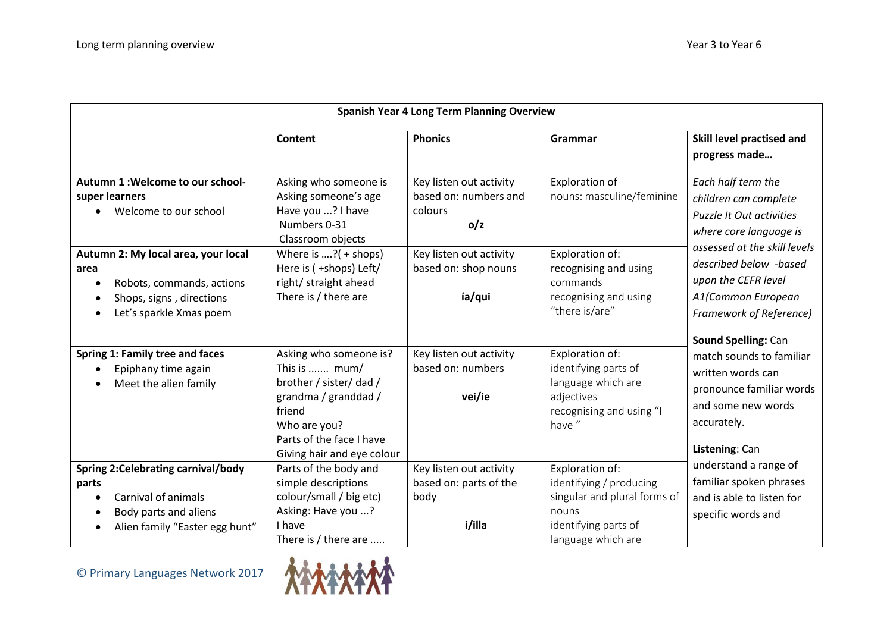| Spanish Year 4 Long Term Planning Overview | | | | |
|---|---|---|---|---|
| | **Content** | **Phonics** | **Grammar** | **Skill level practised and progress made…** |
| **Autumn 1 :Welcome to our school- super learners**<br>• Welcome to our school | Asking who someone is<br>Asking someone's age<br>Have you ...? I have<br>Numbers 0-31<br>Classroom objects | Key listen out activity based on: numbers and colours<br>**o/z** | Exploration of nouns: masculine/feminine | *Each half term the children can complete Puzzle It Out activities where core language is assessed at the skill levels described below -based upon the CEFR level A1(Common European Framework of Reference)*<br><br>**Sound Spelling:** Can match sounds to familiar written words can pronounce familiar words and some new words accurately.<br><br>**Listening**: Can understand a range of familiar spoken phrases and is able to listen for specific words and |
| **Autumn 2: My local area, your local area**<br>• Robots, commands, actions<br>• Shops, signs , directions<br>• Let's sparkle Xmas poem | Where is ….?( + shops)<br>Here is ( +shops) Left/ right/ straight ahead<br>There is / there are | Key listen out activity based on: shop nouns<br>**ía/qui** | Exploration of: recognising and using commands<br>recognising and using "there is/are" | |
| **Spring 1: Family tree and faces**<br>• Epiphany time again<br>• Meet the alien family | Asking who someone is?<br>This is ....... mum/ brother / sister/ dad / grandma / granddad / friend<br>Who are you?<br>Parts of the face I have<br>Giving hair and eye colour | Key listen out activity based on: numbers<br>**vei/ie** | Exploration of: identifying parts of language which are adjectives<br>recognising and using "I have " | |
| **Spring 2:Celebrating carnival/body parts**<br>• Carnival of animals<br>• Body parts and aliens<br>• Alien family "Easter egg hunt" | Parts of the body and simple descriptions colour/small / big etc)<br>Asking: Have you ...?<br>I have<br>There is / there are ..... | Key listen out activity based on: parts of the body<br>**i/illa** | Exploration of: identifying / producing singular and plural forms of nouns<br>identifying parts of language which are | |

© Primary Languages Network 2017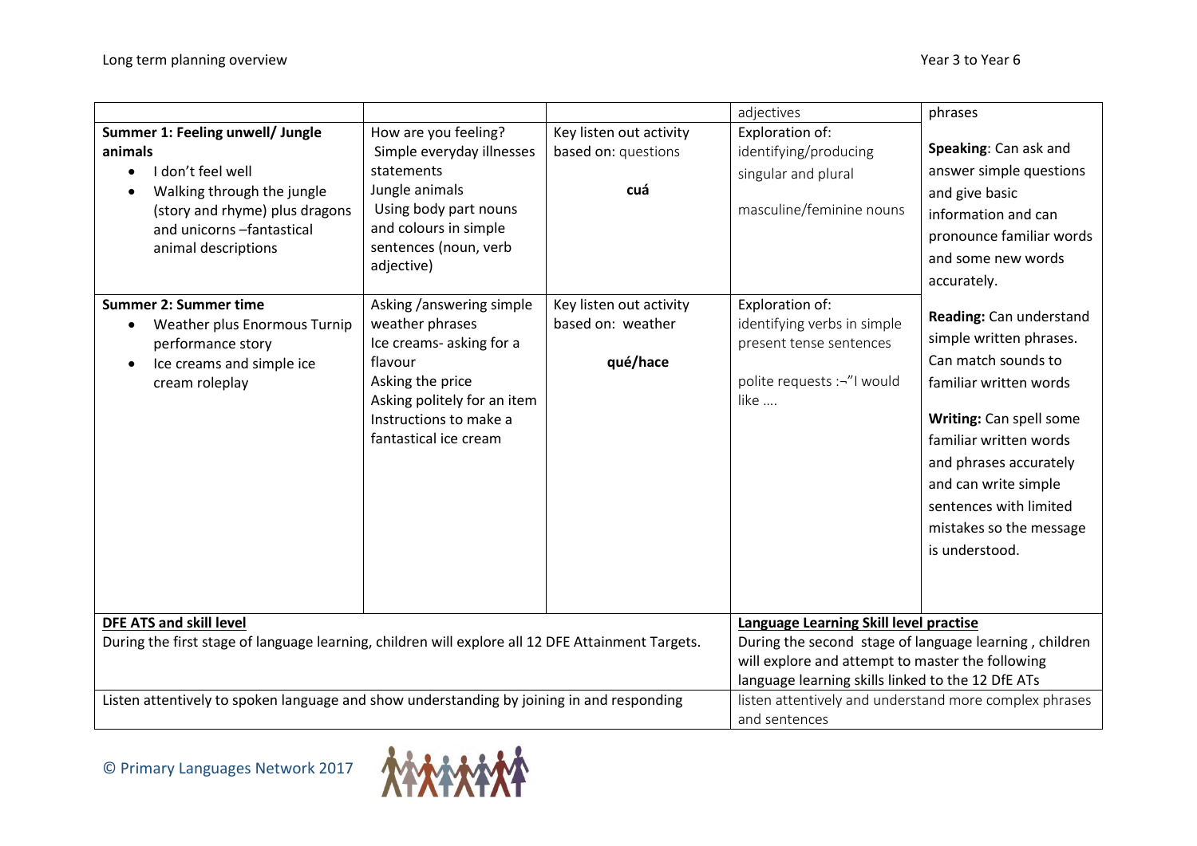| | | | adjectives | phrases |
|---|---|---|---|---|
| **Summer 1: Feeling unwell/ Jungle animals**<br>• I don't feel well<br>• Walking through the jungle (story and rhyme) plus dragons and unicorns –fantastical animal descriptions | How are you feeling?<br>Simple everyday illnesses statements<br>Jungle animals<br>Using body part nouns and colours in simple sentences (noun, verb adjective) | Key listen out activity based on: questions<br><br>**cuá** | Exploration of:<br>identifying/producing singular and plural<br><br>masculine/feminine nouns | **Speaking**: Can ask and answer simple questions and give basic information and can pronounce familiar words and some new words accurately.<br><br>**Reading:** Can understand simple written phrases. Can match sounds to familiar written words<br><br>**Writing:** Can spell some familiar written words and phrases accurately and can write simple sentences with limited mistakes so the message is understood. |
| **Summer 2: Summer time**<br>• Weather plus Enormous Turnip performance story<br>• Ice creams and simple ice cream roleplay | Asking /answering simple weather phrases<br>Ice creams- asking for a flavour<br>Asking the price<br>Asking politely for an item<br>Instructions to make a fantastical ice cream | Key listen out activity based on: weather<br><br>**qué/hace** | Exploration of:<br>identifying verbs in simple present tense sentences<br><br>polite requests :¬"I would like …. | |

| **DFE ATS and skill level**<br>During the first stage of language learning, children will explore all 12 DFE Attainment Targets. | **Language Learning Skill level practise**<br>During the second stage of language learning , children will explore and attempt to master the following language learning skills linked to the 12 DfE ATs |
|---|---|
| Listen attentively to spoken language and show understanding by joining in and responding | listen attentively and understand more complex phrases and sentences |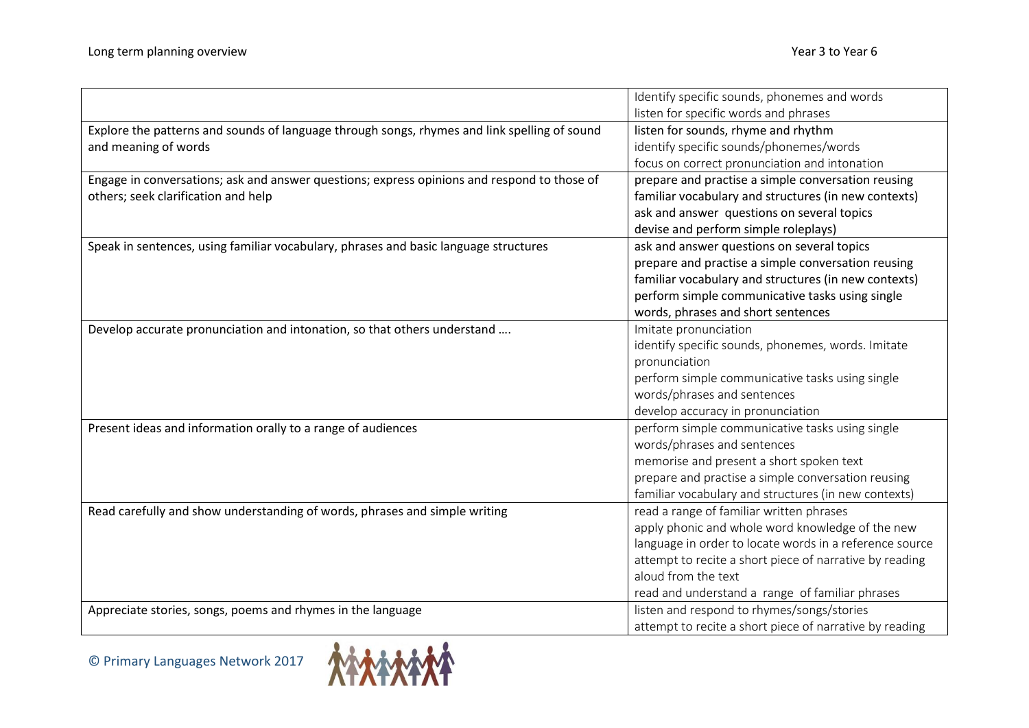| | |
|---|---|
| | Identify specific sounds, phonemes and words<br>listen for specific words and phrases |
| Explore the patterns and sounds of language through songs, rhymes and link spelling of sound and meaning of words | listen for sounds, rhyme and rhythm<br>identify specific sounds/phonemes/words<br>focus on correct pronunciation and intonation |
| Engage in conversations; ask and answer questions; express opinions and respond to those of others; seek clarification and help | prepare and practise a simple conversation reusing familiar vocabulary and structures (in new contexts)<br>ask and answer questions on several topics<br>devise and perform simple roleplays) |
| Speak in sentences, using familiar vocabulary, phrases and basic language structures | ask and answer questions on several topics<br>prepare and practise a simple conversation reusing familiar vocabulary and structures (in new contexts)<br>perform simple communicative tasks using single words, phrases and short sentences |
| Develop accurate pronunciation and intonation, so that others understand …. | Imitate pronunciation<br>identify specific sounds, phonemes, words. Imitate pronunciation<br>perform simple communicative tasks using single words/phrases and sentences<br>develop accuracy in pronunciation |
| Present ideas and information orally to a range of audiences | perform simple communicative tasks using single words/phrases and sentences<br>memorise and present a short spoken text<br>prepare and practise a simple conversation reusing familiar vocabulary and structures (in new contexts) |
| Read carefully and show understanding of words, phrases and simple writing | read a range of familiar written phrases<br>apply phonic and whole word knowledge of the new language in order to locate words in a reference source<br>attempt to recite a short piece of narrative by reading aloud from the text<br>read and understand a range of familiar phrases |
| Appreciate stories, songs, poems and rhymes in the language | listen and respond to rhymes/songs/stories<br>attempt to recite a short piece of narrative by reading |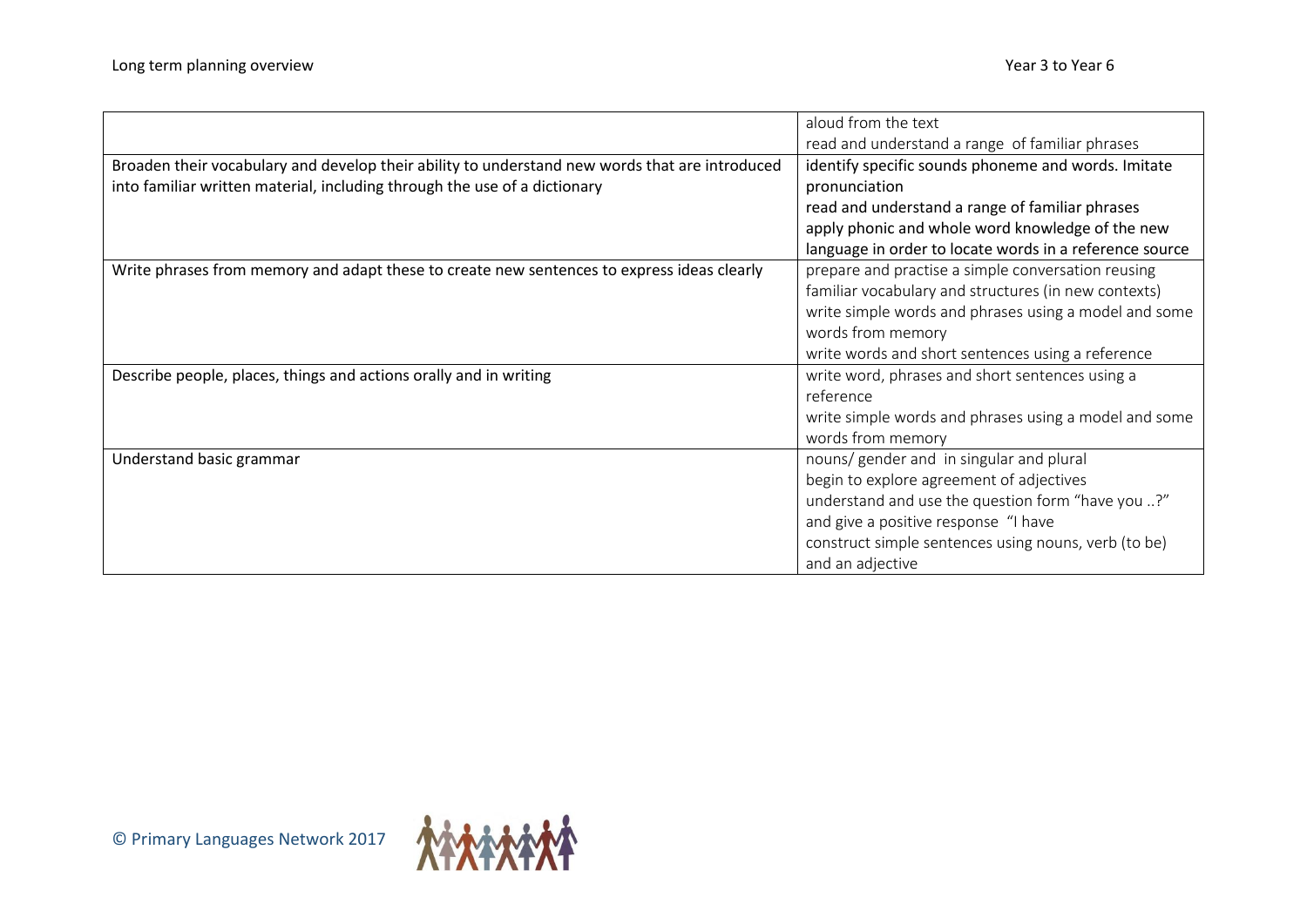| | |
|---|---|
| | aloud from the text<br>read and understand a range of familiar phrases |
| Broaden their vocabulary and develop their ability to understand new words that are introduced into familiar written material, including through the use of a dictionary | identify specific sounds phoneme and words. Imitate pronunciation<br>read and understand a range of familiar phrases<br>apply phonic and whole word knowledge of the new language in order to locate words in a reference source |
| Write phrases from memory and adapt these to create new sentences to express ideas clearly | prepare and practise a simple conversation reusing familiar vocabulary and structures (in new contexts)<br>write simple words and phrases using a model and some words from memory<br>write words and short sentences using a reference |
| Describe people, places, things and actions orally and in writing | write word, phrases and short sentences using a reference<br>write simple words and phrases using a model and some words from memory |
| Understand basic grammar | nouns/ gender and in singular and plural<br>begin to explore agreement of adjectives<br>understand and use the question form "have you ..?" and give a positive response "I have<br>construct simple sentences using nouns, verb (to be) and an adjective |

© Primary Languages Network 2017